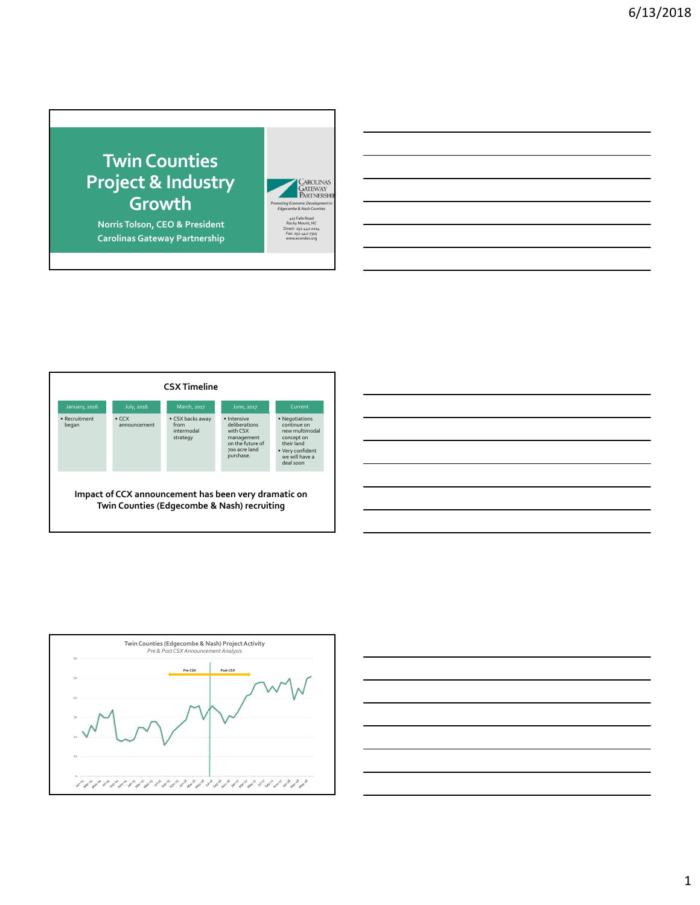# Twin Counties Project & Industry Growth

**Norris Tolson, CEO & President**
**Carolinas Gateway Partnership**

Carolinas Gateway Partnership

*Promoting Economic Development in Edgecombe & Nash Counties*

427 Falls Road
Rocky Mount, NC
Direct: 252-442-0114
Fax: 252-442-7315
www.econdev.org

---

## CSX Timeline

| January, 2016 | July, 2016 | March, 2017 | June, 2017 | Current |
|---|---|---|---|---|
| • Recruitment began | • CCX announcement | • CSX backs away from intermodal strategy | • Intensive deliberations with CSX management on the future of 700 acre land purchase. | • Negotiations continue on new multimodal concept on their land<br>• Very confident we will have a deal soon |

**Impact of CCX announcement has been very dramatic on Twin Counties (Edgecombe & Nash) recruiting**

---

**Twin Counties (Edgecombe & Nash) Project Activity**

*Pre & Post CSX Announcement Analysis*

Pre-CSX | Post-CSX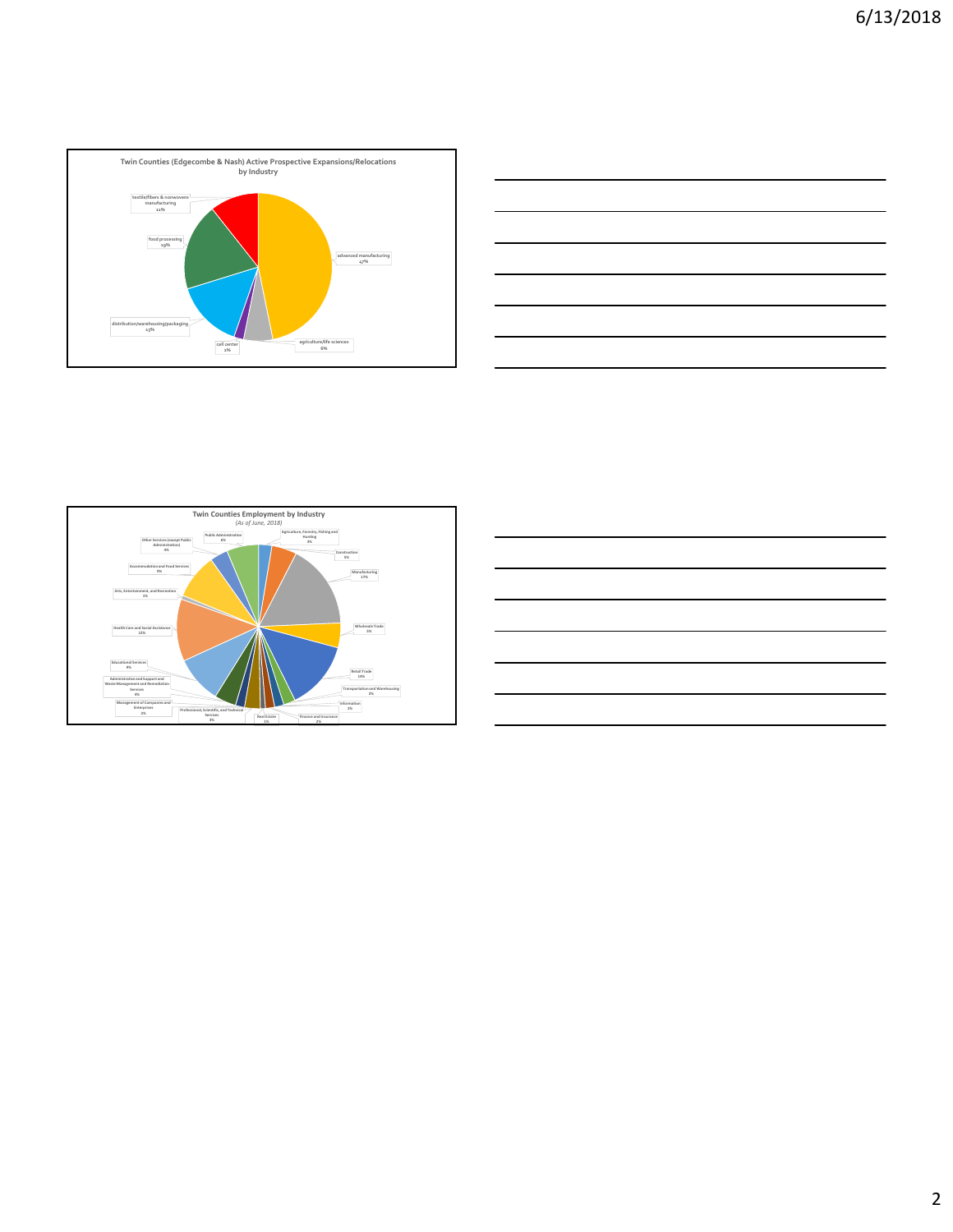**Twin Counties (Edgecombe & Nash) Active Prospective Expansions/Relocations by Industry**

advanced manufacturing
47%

agriculture/life sciences
6%

call center
2%

distribution/warehousing/packaging
15%

food processing
19%

textile/fibers & nonwovens manufacturing
11%

**Twin Counties Employment by Industry**

*(As of June, 2018)*

Agriculture, Forestry, Fishing and Hunting
3%

Construction
5%

Manufacturing
17%

Wholesale Trade
5%

Retail Trade
14%

Transportation and Warehousing
2%

Information
2%

Finance and Insurance
2%

Real Estate
1%

Professional, Scientific, and Technical Services
3%

Management of Companies and Enterprises
2%

Administrative and Support and Waste Management and Remediation Services
4%

Educational Services
9%

Health Care and Social Assistance
12%

Arts, Entertainment, and Recreation
1%

Accommodation and Food Services
9%

Other Services (except Public Administration)
3%

Public Administration
6%